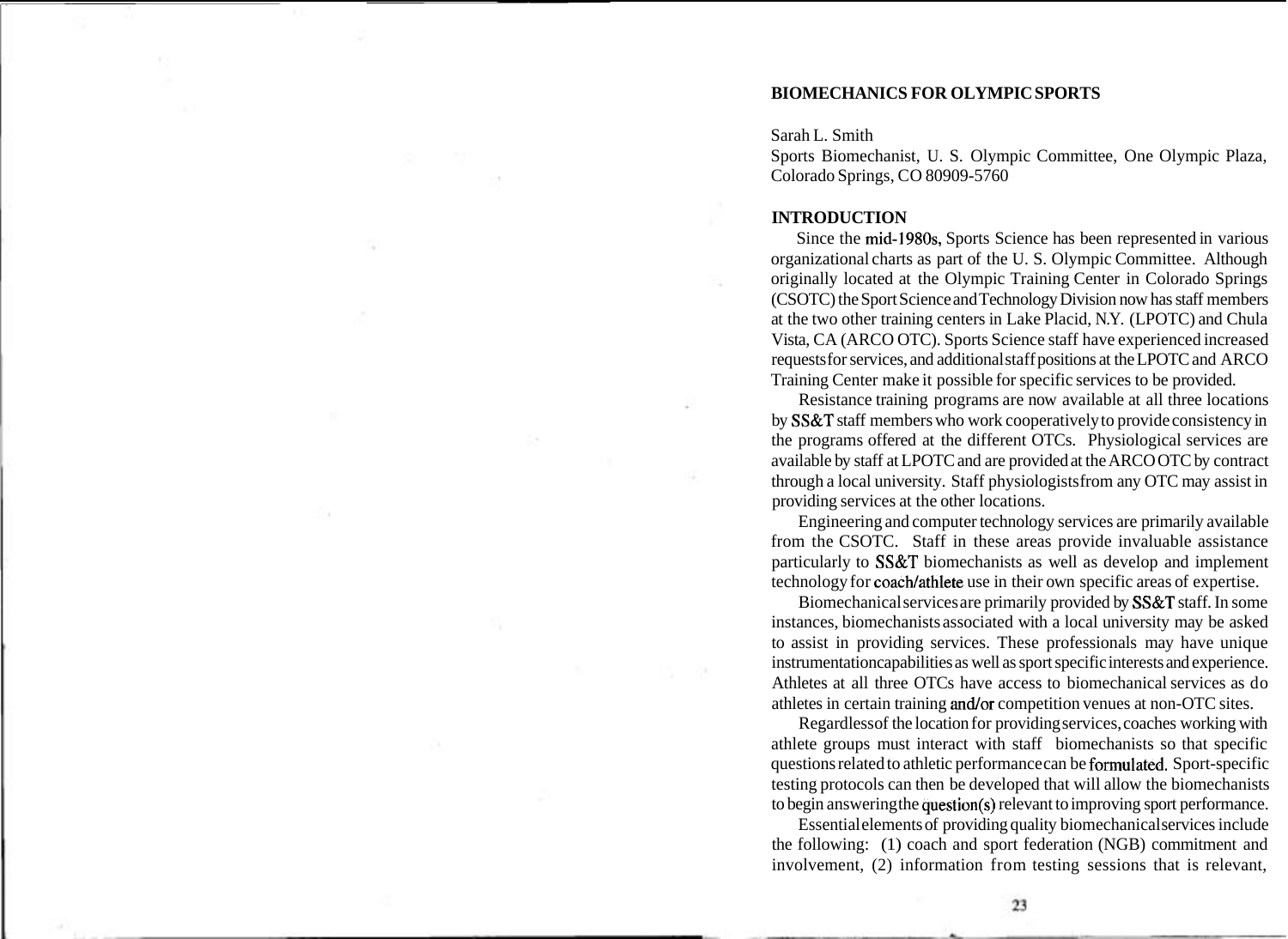# BIOMECHANICS FOR OLYMPIC SPORTS

Sarah L. Smith
Sports Biomechanist, U. S. Olympic Committee, One Olympic Plaza, Colorado Springs, CO 80909-5760

## INTRODUCTION

Since the mid-1980s, Sports Science has been represented in various organizational charts as part of the U. S. Olympic Committee. Although originally located at the Olympic Training Center in Colorado Springs (CSOTC) the Sport Science and Technology Division now has staff members at the two other training centers in Lake Placid, N.Y. (LPOTC) and Chula Vista, CA (ARCO OTC). Sports Science staff have experienced increased requests for services, and additional staff positions at the LPOTC and ARCO Training Center make it possible for specific services to be provided.

Resistance training programs are now available at all three locations by SS&T staff members who work cooperatively to provide consistency in the programs offered at the different OTCs. Physiological services are available by staff at LPOTC and are provided at the ARCO OTC by contract through a local university. Staff physiologists from any OTC may assist in providing services at the other locations.

Engineering and computer technology services are primarily available from the CSOTC. Staff in these areas provide invaluable assistance particularly to SS&T biomechanists as well as develop and implement technology for coach/athlete use in their own specific areas of expertise.

Biomechanical services are primarily provided by SS&T staff. In some instances, biomechanists associated with a local university may be asked to assist in providing services. These professionals may have unique instrumentation capabilities as well as sport specific interests and experience. Athletes at all three OTCs have access to biomechanical services as do athletes in certain training and/or competition venues at non-OTC sites.

Regardless of the location for providing services, coaches working with athlete groups must interact with staff biomechanists so that specific questions related to athletic performance can be formulated. Sport-specific testing protocols can then be developed that will allow the biomechanists to begin answering the question(s) relevant to improving sport performance.

Essential elements of providing quality biomechanical services include the following: (1) coach and sport federation (NGB) commitment and involvement, (2) information from testing sessions that is relevant,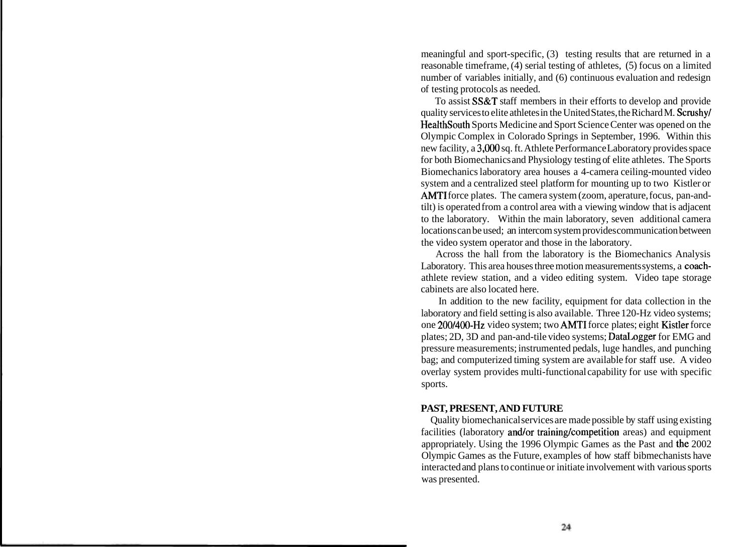meaningful and sport-specific, (3) testing results that are returned in a reasonable timeframe, (4) serial testing of athletes, (5) focus on a limited number of variables initially, and (6) continuous evaluation and redesign of testing protocols as needed.

To assist SS&T staff members in their efforts to develop and provide quality services to elite athletes in the United States, the Richard M. Scrushy/HealthSouth Sports Medicine and Sport Science Center was opened on the Olympic Complex in Colorado Springs in September, 1996. Within this new facility, a 3,000 sq. ft. Athlete Performance Laboratory provides space for both Biomechanics and Physiology testing of elite athletes. The Sports Biomechanics laboratory area houses a 4-camera ceiling-mounted video system and a centralized steel platform for mounting up to two Kistler or AMTI force plates. The camera system (zoom, aperature, focus, pan-and-tilt) is operated from a control area with a viewing window that is adjacent to the laboratory. Within the main laboratory, seven additional camera locations can be used; an intercom system provides communication between the video system operator and those in the laboratory.

Across the hall from the laboratory is the Biomechanics Analysis Laboratory. This area houses three motion measurements systems, a coach-athlete review station, and a video editing system. Video tape storage cabinets are also located here.

In addition to the new facility, equipment for data collection in the laboratory and field setting is also available. Three 120-Hz video systems; one 200/400-Hz video system; two AMTI force plates; eight Kistler force plates; 2D, 3D and pan-and-tile video systems; DataLogger for EMG and pressure measurements; instrumented pedals, luge handles, and punching bag; and computerized timing system are available for staff use. A video overlay system provides multi-functional capability for use with specific sports.

**PAST, PRESENT, AND FUTURE**

Quality biomechanical services are made possible by staff using existing facilities (laboratory and/or training/competition areas) and equipment appropriately. Using the 1996 Olympic Games as the Past and the 2002 Olympic Games as the Future, examples of how staff bibmechanists have interacted and plans to continue or initiate involvement with various sports was presented.